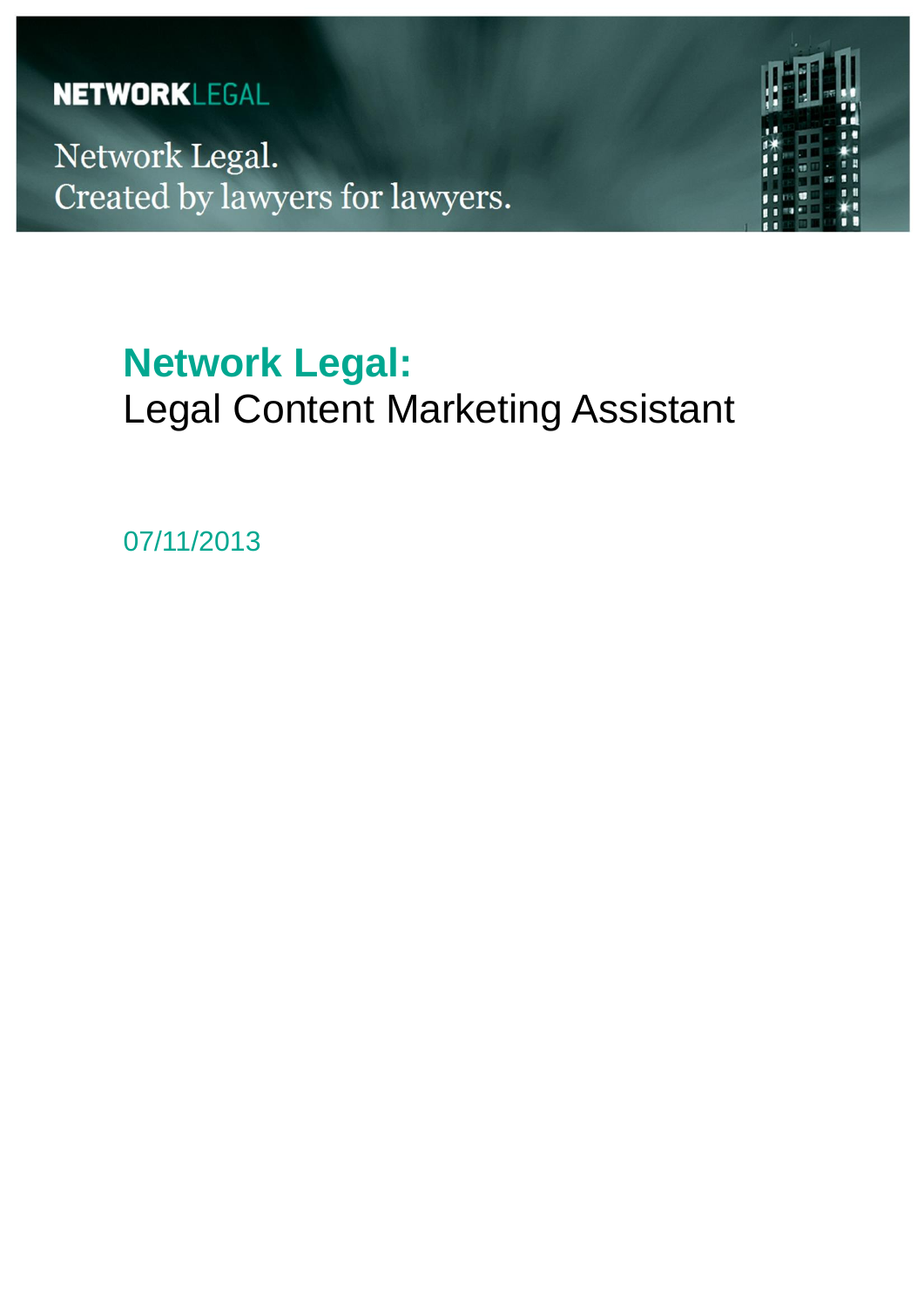NETWORKLEGAL

Network Legal.
Created by lawyers for lawyers.

# **Network Legal:**
# Legal Content Marketing Assistant

07/11/2013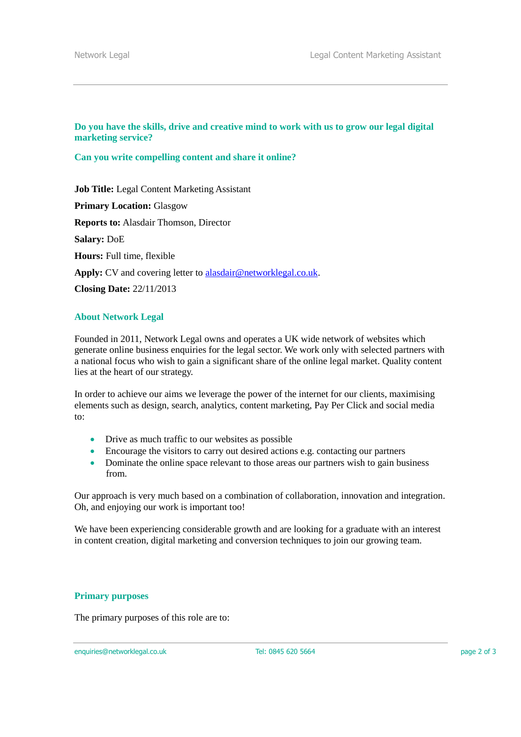**Do you have the skills, drive and creative mind to work with us to grow our legal digital marketing service?**

**Can you write compelling content and share it online?**

**Job Title:** Legal Content Marketing Assistant

**Primary Location:** Glasgow

**Reports to:** Alasdair Thomson, Director

**Salary:** DoE

**Hours:** Full time, flexible

**Apply:** CV and covering letter to alasdair@networklegal.co.uk.

**Closing Date:** 22/11/2013

## About Network Legal

Founded in 2011, Network Legal owns and operates a UK wide network of websites which generate online business enquiries for the legal sector. We work only with selected partners with a national focus who wish to gain a significant share of the online legal market. Quality content lies at the heart of our strategy.

In order to achieve our aims we leverage the power of the internet for our clients, maximising elements such as design, search, analytics, content marketing, Pay Per Click and social media to:

- Drive as much traffic to our websites as possible
- Encourage the visitors to carry out desired actions e.g. contacting our partners
- Dominate the online space relevant to those areas our partners wish to gain business from.

Our approach is very much based on a combination of collaboration, innovation and integration. Oh, and enjoying our work is important too!

We have been experiencing considerable growth and are looking for a graduate with an interest in content creation, digital marketing and conversion techniques to join our growing team.

## Primary purposes

The primary purposes of this role are to: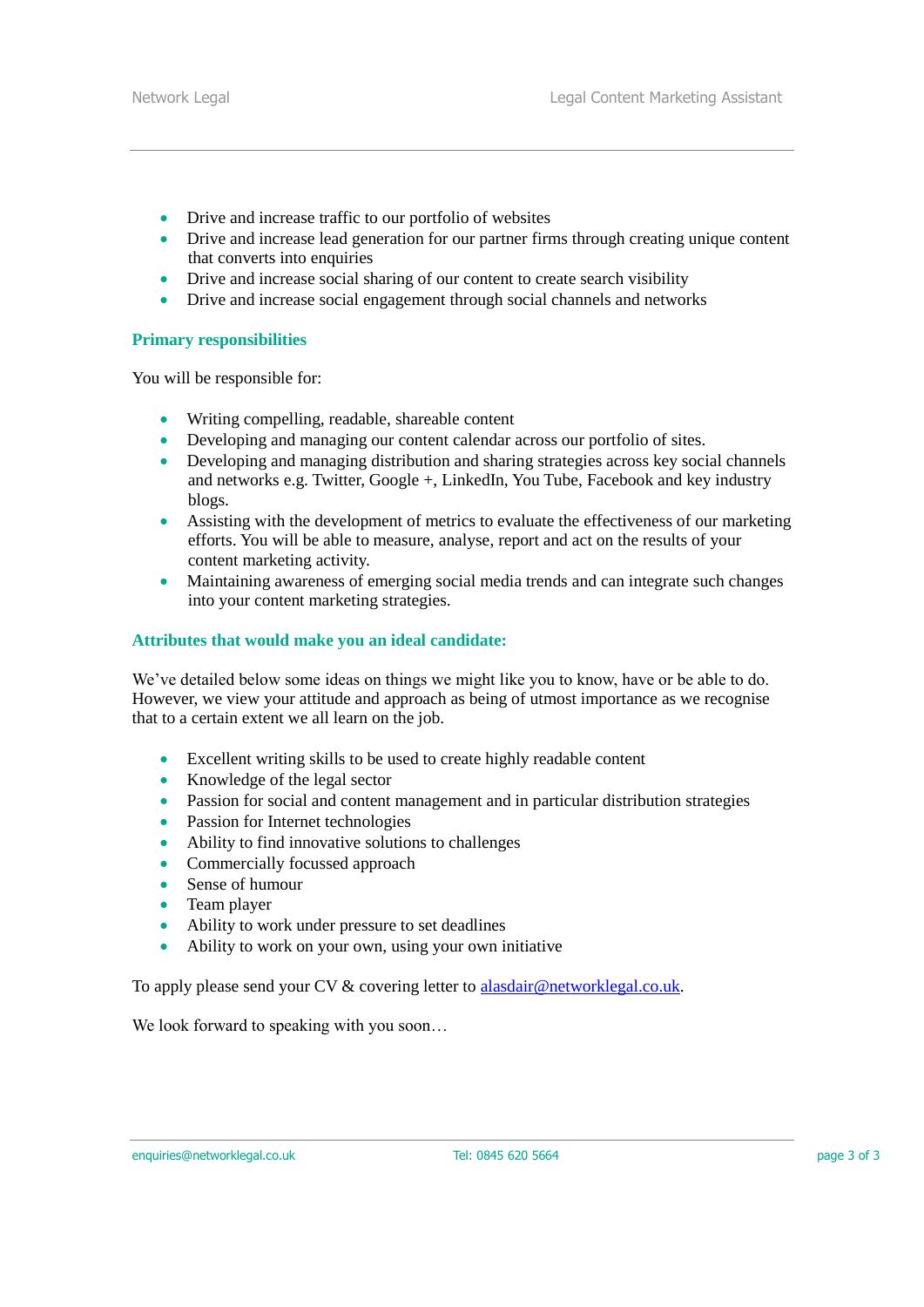- Drive and increase traffic to our portfolio of websites
- Drive and increase lead generation for our partner firms through creating unique content that converts into enquiries
- Drive and increase social sharing of our content to create search visibility
- Drive and increase social engagement through social channels and networks

## Primary responsibilities

You will be responsible for:

- Writing compelling, readable, shareable content
- Developing and managing our content calendar across our portfolio of sites.
- Developing and managing distribution and sharing strategies across key social channels and networks e.g. Twitter, Google +, LinkedIn, You Tube, Facebook and key industry blogs.
- Assisting with the development of metrics to evaluate the effectiveness of our marketing efforts. You will be able to measure, analyse, report and act on the results of your content marketing activity.
- Maintaining awareness of emerging social media trends and can integrate such changes into your content marketing strategies.

## Attributes that would make you an ideal candidate:

We've detailed below some ideas on things we might like you to know, have or be able to do. However, we view your attitude and approach as being of utmost importance as we recognise that to a certain extent we all learn on the job.

- Excellent writing skills to be used to create highly readable content
- Knowledge of the legal sector
- Passion for social and content management and in particular distribution strategies
- Passion for Internet technologies
- Ability to find innovative solutions to challenges
- Commercially focussed approach
- Sense of humour
- Team player
- Ability to work under pressure to set deadlines
- Ability to work on your own, using your own initiative

To apply please send your CV & covering letter to alasdair@networklegal.co.uk.

We look forward to speaking with you soon…